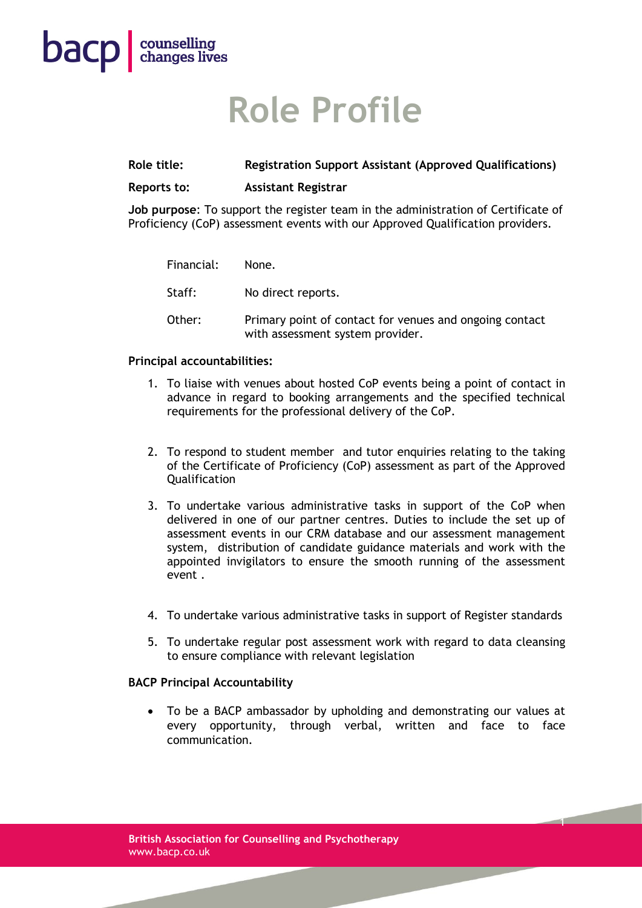bacp | counselling changes lives

# Role Profile

**Role title:** **Registration Support Assistant (Approved Qualifications)**

**Reports to:** **Assistant Registrar**

**Job purpose**: To support the register team in the administration of Certificate of Proficiency (CoP) assessment events with our Approved Qualification providers.

| | |
|---|---|
| Financial: | None. |
| Staff: | No direct reports. |
| Other: | Primary point of contact for venues and ongoing contact with assessment system provider. |

**Principal accountabilities:**

1. To liaise with venues about hosted CoP events being a point of contact in advance in regard to booking arrangements and the specified technical requirements for the professional delivery of the CoP.

2. To respond to student member and tutor enquiries relating to the taking of the Certificate of Proficiency (CoP) assessment as part of the Approved Qualification

3. To undertake various administrative tasks in support of the CoP when delivered in one of our partner centres. Duties to include the set up of assessment events in our CRM database and our assessment management system, distribution of candidate guidance materials and work with the appointed invigilators to ensure the smooth running of the assessment event .

4. To undertake various administrative tasks in support of Register standards

5. To undertake regular post assessment work with regard to data cleansing to ensure compliance with relevant legislation

**BACP Principal Accountability**

- To be a BACP ambassador by upholding and demonstrating our values at every opportunity, through verbal, written and face to face communication.

**British Association for Counselling and Psychotherapy**
www.bacp.co.uk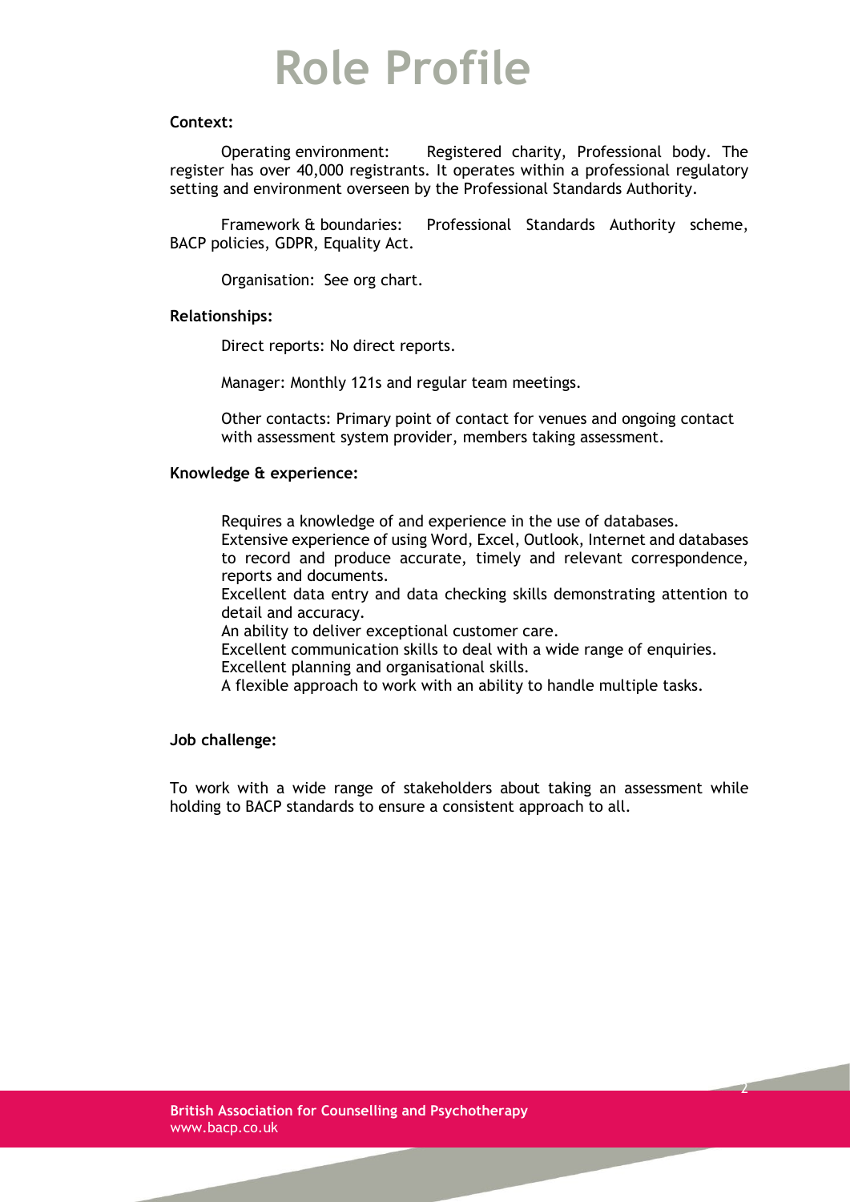# Role Profile

**Context:**

Operating environment: Registered charity, Professional body. The register has over 40,000 registrants. It operates within a professional regulatory setting and environment overseen by the Professional Standards Authority.

Framework & boundaries: Professional Standards Authority scheme, BACP policies, GDPR, Equality Act.

Organisation: See org chart.

**Relationships:**

Direct reports: No direct reports.

Manager: Monthly 121s and regular team meetings.

Other contacts: Primary point of contact for venues and ongoing contact with assessment system provider, members taking assessment.

**Knowledge & experience:**

Requires a knowledge of and experience in the use of databases.
Extensive experience of using Word, Excel, Outlook, Internet and databases to record and produce accurate, timely and relevant correspondence, reports and documents.
Excellent data entry and data checking skills demonstrating attention to detail and accuracy.
An ability to deliver exceptional customer care.
Excellent communication skills to deal with a wide range of enquiries.
Excellent planning and organisational skills.
A flexible approach to work with an ability to handle multiple tasks.

**Job challenge:**

To work with a wide range of stakeholders about taking an assessment while holding to BACP standards to ensure a consistent approach to all.

**British Association for Counselling and Psychotherapy**
www.bacp.co.uk